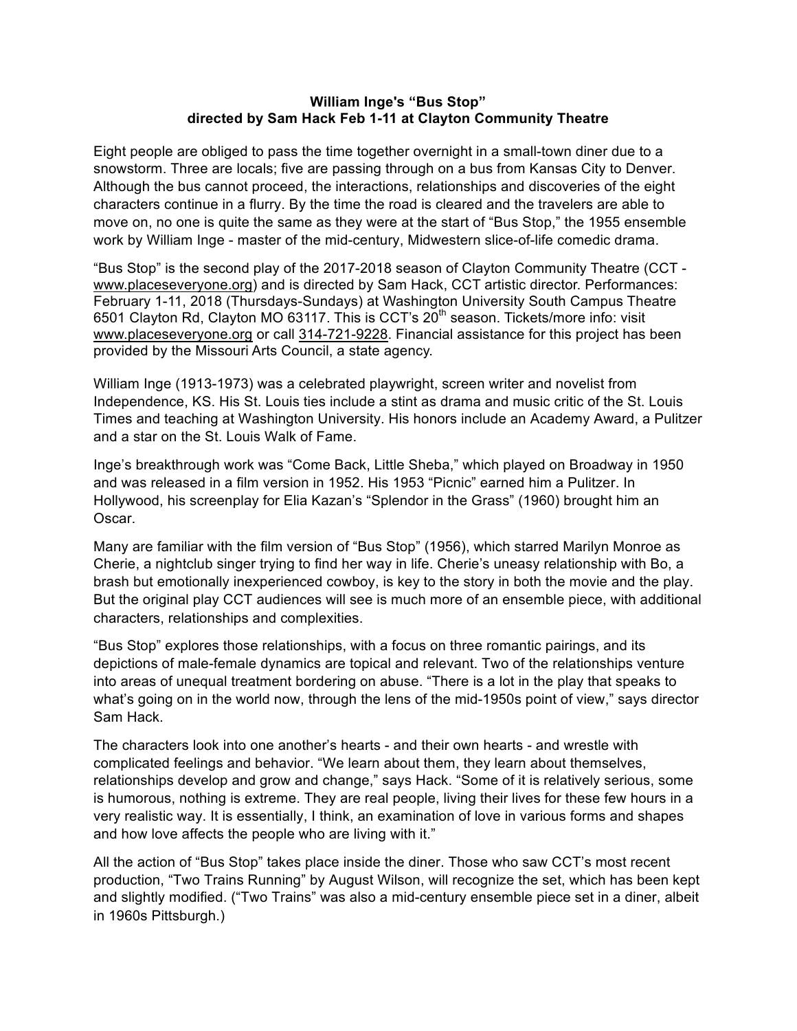**William Inge's "Bus Stop"**
**directed by Sam Hack Feb 1-11 at Clayton Community Theatre**

Eight people are obliged to pass the time together overnight in a small-town diner due to a snowstorm. Three are locals; five are passing through on a bus from Kansas City to Denver. Although the bus cannot proceed, the interactions, relationships and discoveries of the eight characters continue in a flurry. By the time the road is cleared and the travelers are able to move on, no one is quite the same as they were at the start of "Bus Stop," the 1955 ensemble work by William Inge - master of the mid-century, Midwestern slice-of-life comedic drama.

"Bus Stop" is the second play of the 2017-2018 season of Clayton Community Theatre (CCT - www.placeseveryone.org) and is directed by Sam Hack, CCT artistic director. Performances: February 1-11, 2018 (Thursdays-Sundays) at Washington University South Campus Theatre 6501 Clayton Rd, Clayton MO 63117. This is CCT's 20th season. Tickets/more info: visit www.placeseveryone.org or call 314-721-9228. Financial assistance for this project has been provided by the Missouri Arts Council, a state agency.

William Inge (1913-1973) was a celebrated playwright, screen writer and novelist from Independence, KS. His St. Louis ties include a stint as drama and music critic of the St. Louis Times and teaching at Washington University. His honors include an Academy Award, a Pulitzer and a star on the St. Louis Walk of Fame.

Inge's breakthrough work was "Come Back, Little Sheba," which played on Broadway in 1950 and was released in a film version in 1952. His 1953 "Picnic" earned him a Pulitzer. In Hollywood, his screenplay for Elia Kazan's "Splendor in the Grass" (1960) brought him an Oscar.

Many are familiar with the film version of "Bus Stop" (1956), which starred Marilyn Monroe as Cherie, a nightclub singer trying to find her way in life. Cherie's uneasy relationship with Bo, a brash but emotionally inexperienced cowboy, is key to the story in both the movie and the play. But the original play CCT audiences will see is much more of an ensemble piece, with additional characters, relationships and complexities.

"Bus Stop" explores those relationships, with a focus on three romantic pairings, and its depictions of male-female dynamics are topical and relevant. Two of the relationships venture into areas of unequal treatment bordering on abuse. "There is a lot in the play that speaks to what's going on in the world now, through the lens of the mid-1950s point of view," says director Sam Hack.

The characters look into one another's hearts - and their own hearts - and wrestle with complicated feelings and behavior. "We learn about them, they learn about themselves, relationships develop and grow and change," says Hack. "Some of it is relatively serious, some is humorous, nothing is extreme. They are real people, living their lives for these few hours in a very realistic way. It is essentially, I think, an examination of love in various forms and shapes and how love affects the people who are living with it."

All the action of "Bus Stop" takes place inside the diner. Those who saw CCT's most recent production, "Two Trains Running" by August Wilson, will recognize the set, which has been kept and slightly modified. ("Two Trains" was also a mid-century ensemble piece set in a diner, albeit in 1960s Pittsburgh.)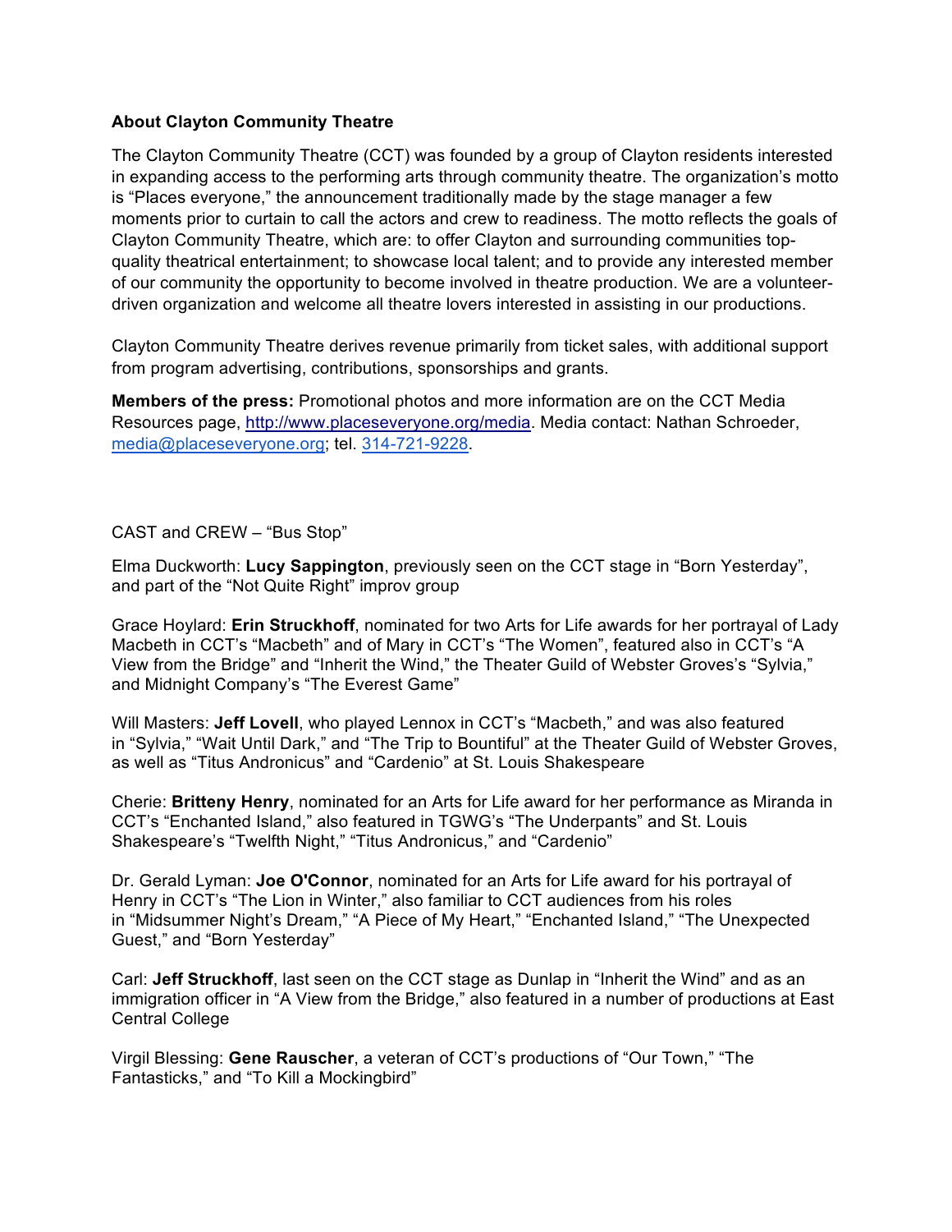**About Clayton Community Theatre**

The Clayton Community Theatre (CCT) was founded by a group of Clayton residents interested in expanding access to the performing arts through community theatre. The organization's motto is "Places everyone," the announcement traditionally made by the stage manager a few moments prior to curtain to call the actors and crew to readiness. The motto reflects the goals of Clayton Community Theatre, which are: to offer Clayton and surrounding communities top-quality theatrical entertainment; to showcase local talent; and to provide any interested member of our community the opportunity to become involved in theatre production. We are a volunteer-driven organization and welcome all theatre lovers interested in assisting in our productions.

Clayton Community Theatre derives revenue primarily from ticket sales, with additional support from program advertising, contributions, sponsorships and grants.

**Members of the press:** Promotional photos and more information are on the CCT Media Resources page, http://www.placeseveryone.org/media. Media contact: Nathan Schroeder, media@placeseveryone.org; tel. 314-721-9228.

CAST and CREW – "Bus Stop"

Elma Duckworth: **Lucy Sappington**, previously seen on the CCT stage in "Born Yesterday", and part of the "Not Quite Right" improv group

Grace Hoylard: **Erin Struckhoff**, nominated for two Arts for Life awards for her portrayal of Lady Macbeth in CCT's "Macbeth" and of Mary in CCT's "The Women", featured also in CCT's "A View from the Bridge" and "Inherit the Wind," the Theater Guild of Webster Groves's "Sylvia," and Midnight Company's "The Everest Game"

Will Masters: **Jeff Lovell**, who played Lennox in CCT's "Macbeth," and was also featured in "Sylvia," "Wait Until Dark," and "The Trip to Bountiful" at the Theater Guild of Webster Groves, as well as "Titus Andronicus" and "Cardenio" at St. Louis Shakespeare

Cherie: **Britteny Henry**, nominated for an Arts for Life award for her performance as Miranda in CCT's "Enchanted Island," also featured in TGWG's "The Underpants" and St. Louis Shakespeare's "Twelfth Night," "Titus Andronicus," and "Cardenio"

Dr. Gerald Lyman: **Joe O'Connor**, nominated for an Arts for Life award for his portrayal of Henry in CCT's "The Lion in Winter," also familiar to CCT audiences from his roles in "Midsummer Night's Dream," "A Piece of My Heart," "Enchanted Island," "The Unexpected Guest," and "Born Yesterday"

Carl: **Jeff Struckhoff**, last seen on the CCT stage as Dunlap in "Inherit the Wind" and as an immigration officer in "A View from the Bridge," also featured in a number of productions at East Central College

Virgil Blessing: **Gene Rauscher**, a veteran of CCT's productions of "Our Town," "The Fantasticks," and "To Kill a Mockingbird"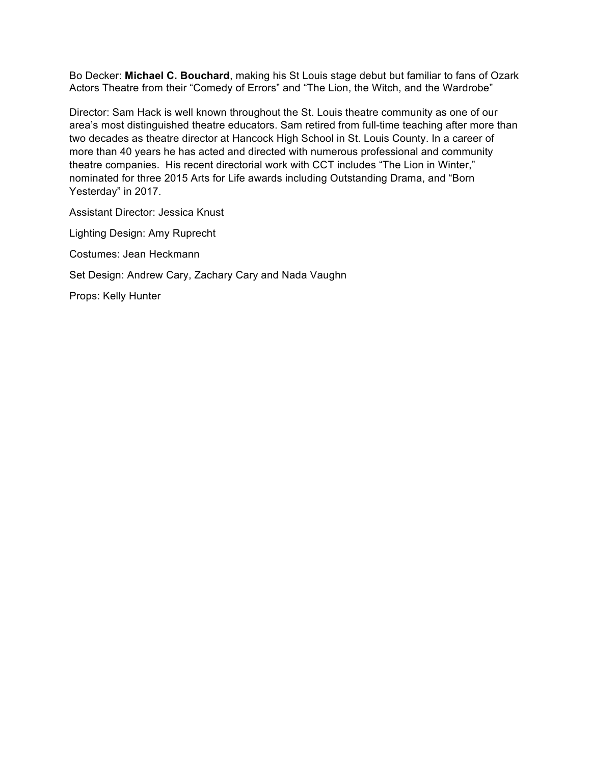Bo Decker: **Michael C. Bouchard**, making his St Louis stage debut but familiar to fans of Ozark Actors Theatre from their "Comedy of Errors" and "The Lion, the Witch, and the Wardrobe"

Director: Sam Hack is well known throughout the St. Louis theatre community as one of our area's most distinguished theatre educators. Sam retired from full-time teaching after more than two decades as theatre director at Hancock High School in St. Louis County. In a career of more than 40 years he has acted and directed with numerous professional and community theatre companies. His recent directorial work with CCT includes "The Lion in Winter," nominated for three 2015 Arts for Life awards including Outstanding Drama, and "Born Yesterday" in 2017.

Assistant Director: Jessica Knust

Lighting Design: Amy Ruprecht

Costumes: Jean Heckmann

Set Design: Andrew Cary, Zachary Cary and Nada Vaughn

Props: Kelly Hunter